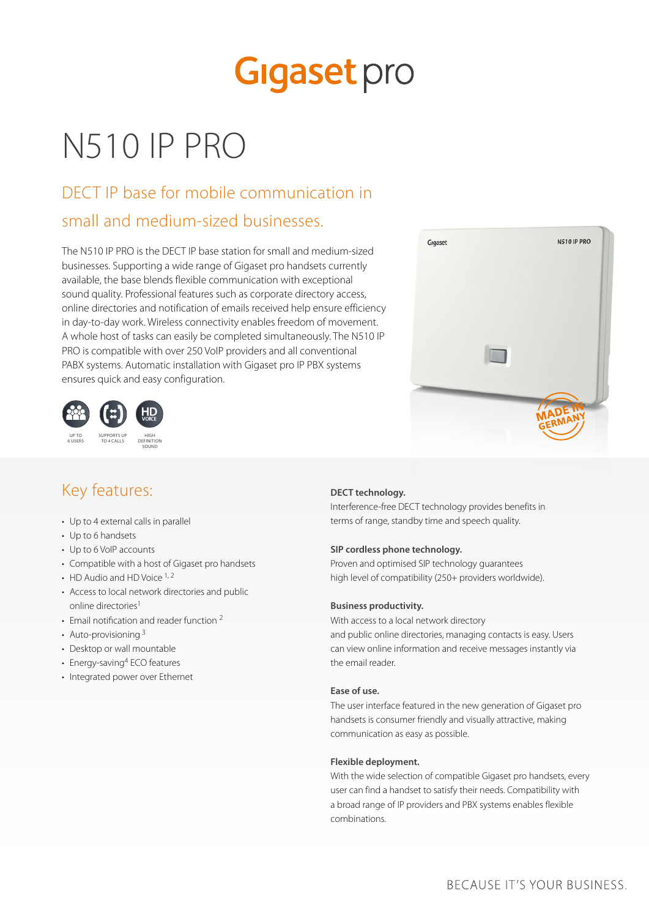# Gigaset pro

# N510 IP PRO

## DECT IP base for mobile communication in small and medium-sized businesses.

The N510 IP PRO is the DECT IP base station for small and medium-sized businesses. Supporting a wide range of Gigaset pro handsets currently available, the base blends flexible communication with exceptional sound quality. Professional features such as corporate directory access, online directories and notification of emails received help ensure efficiency in day-to-day work. Wireless connectivity enables freedom of movement. A whole host of tasks can easily be completed simultaneously. The N510 IP PRO is compatible with over 250 VoIP providers and all conventional PABX systems. Automatic installation with Gigaset pro IP PBX systems ensures quick and easy configuration.

UP TO 6 USERS · SUPPORTS UP TO 4 CALLS · HIGH DEFINITION SOUND

## Key features:

- Up to 4 external calls in parallel
- Up to 6 handsets
- Up to 6 VoIP accounts
- Compatible with a host of Gigaset pro handsets
- HD Audio and HD Voice [1, 2]
- Access to local network directories and public online directories[1]
- Email notification and reader function [2]
- Auto-provisioning [3]
- Desktop or wall mountable
- Energy-saving[4] ECO features
- Integrated power over Ethernet

**DECT technology.**
Interference-free DECT technology provides benefits in terms of range, standby time and speech quality.

**SIP cordless phone technology.**
Proven and optimised SIP technology guarantees high level of compatibility (250+ providers worldwide).

**Business productivity.**
With access to a local network directory and public online directories, managing contacts is easy. Users can view online information and receive messages instantly via the email reader.

**Ease of use.**
The user interface featured in the new generation of Gigaset pro handsets is consumer friendly and visually attractive, making communication as easy as possible.

**Flexible deployment.**
With the wide selection of compatible Gigaset pro handsets, every user can find a handset to satisfy their needs. Compatibility with a broad range of IP providers and PBX systems enables flexible combinations.

BECAUSE IT'S YOUR BUSINESS.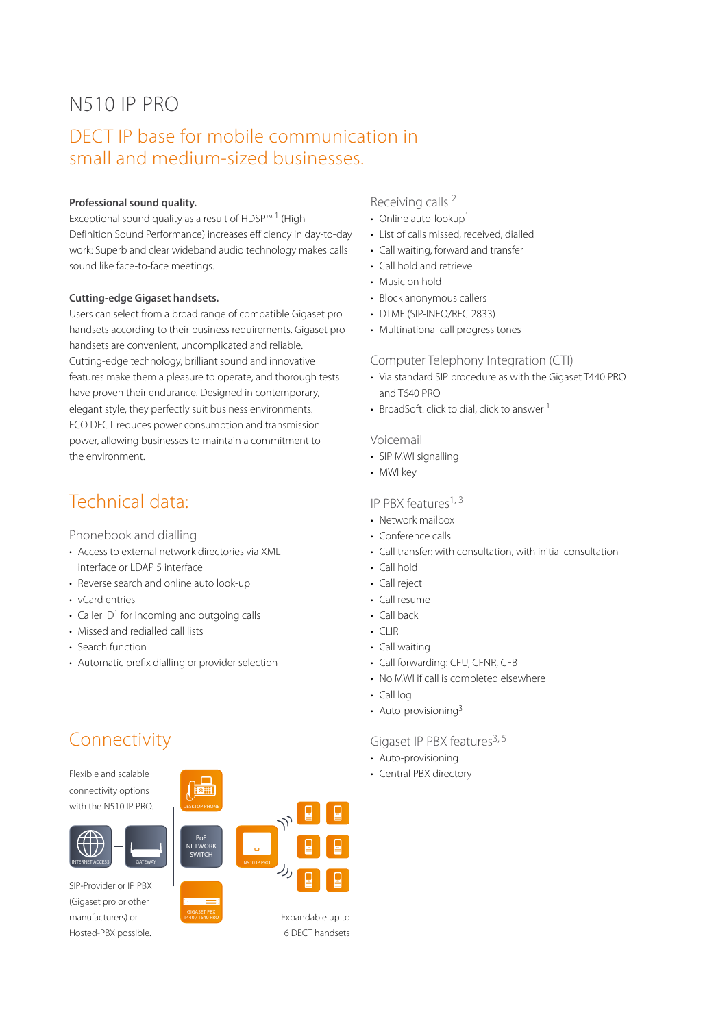# N510 IP PRO

## DECT IP base for mobile communication in small and medium-sized businesses.

**Professional sound quality.**
Exceptional sound quality as a result of HDSP™ [1] (High Definition Sound Performance) increases efficiency in day-to-day work: Superb and clear wideband audio technology makes calls sound like face-to-face meetings.

**Cutting-edge Gigaset handsets.**
Users can select from a broad range of compatible Gigaset pro handsets according to their business requirements. Gigaset pro handsets are convenient, uncomplicated and reliable. Cutting-edge technology, brilliant sound and innovative features make them a pleasure to operate, and thorough tests have proven their endurance. Designed in contemporary, elegant style, they perfectly suit business environments. ECO DECT reduces power consumption and transmission power, allowing businesses to maintain a commitment to the environment.

## Technical data:

### Phonebook and dialling

- Access to external network directories via XML interface or LDAP 5 interface
- Reverse search and online auto look-up
- vCard entries
- Caller ID[1] for incoming and outgoing calls
- Missed and redialled call lists
- Search function
- Automatic prefix dialling or provider selection

### Receiving calls [2]

- Online auto-lookup[1]
- List of calls missed, received, dialled
- Call waiting, forward and transfer
- Call hold and retrieve
- Music on hold
- Block anonymous callers
- DTMF (SIP-INFO/RFC 2833)
- Multinational call progress tones

### Computer Telephony Integration (CTI)

- Via standard SIP procedure as with the Gigaset T440 PRO and T640 PRO
- BroadSoft: click to dial, click to answer [1]

### Voicemail

- SIP MWI signalling
- MWI key

### IP PBX features[1, 3]

- Network mailbox
- Conference calls
- Call transfer: with consultation, with initial consultation
- Call hold
- Call reject
- Call resume
- Call back
- CLIR
- Call waiting
- Call forwarding: CFU, CFNR, CFB
- No MWI if call is completed elsewhere
- Call log
- Auto-provisioning[3]

### Gigaset IP PBX features[3, 5]

- Auto-provisioning
- Central PBX directory

## Connectivity

Flexible and scalable connectivity options with the N510 IP PRO.

INTERNET ACCESS — GATEWAY — DESKTOP PHONE / PoE NETWORK SWITCH / GIGASET PBX T440 / T640 PRO — N510 IP PRO

SIP-Provider or IP PBX (Gigaset pro or other manufacturers) or Hosted-PBX possible.

Expandable up to 6 DECT handsets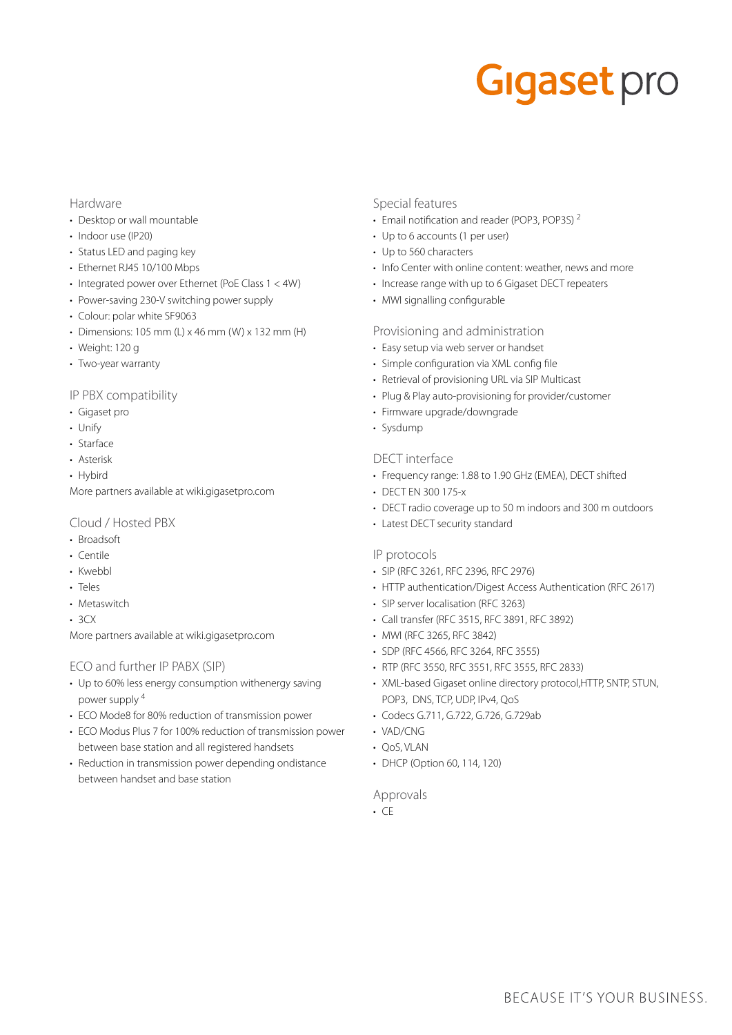Gigaset pro

## Hardware

- Desktop or wall mountable
- Indoor use (IP20)
- Status LED and paging key
- Ethernet RJ45 10/100 Mbps
- Integrated power over Ethernet (PoE Class 1 < 4W)
- Power-saving 230-V switching power supply
- Colour: polar white SF9063
- Dimensions: 105 mm (L) x 46 mm (W) x 132 mm (H)
- Weight: 120 g
- Two-year warranty

## IP PBX compatibility

- Gigaset pro
- Unify
- Starface
- Asterisk
- Hybird

More partners available at wiki.gigasetpro.com

## Cloud / Hosted PBX

- Broadsoft
- Centile
- Kwebbl
- Teles
- Metaswitch
- 3CX

More partners available at wiki.gigasetpro.com

## ECO and further IP PABX (SIP)

- Up to 60% less energy consumption withenergy saving power supply [4]
- ECO Mode8 for 80% reduction of transmission power
- ECO Modus Plus 7 for 100% reduction of transmission power between base station and all registered handsets
- Reduction in transmission power depending ondistance between handset and base station

## Special features

- Email notification and reader (POP3, POP3S) [2]
- Up to 6 accounts (1 per user)
- Up to 560 characters
- Info Center with online content: weather, news and more
- Increase range with up to 6 Gigaset DECT repeaters
- MWI signalling configurable

## Provisioning and administration

- Easy setup via web server or handset
- Simple configuration via XML config file
- Retrieval of provisioning URL via SIP Multicast
- Plug & Play auto-provisioning for provider/customer
- Firmware upgrade/downgrade
- Sysdump

## DECT interface

- Frequency range: 1.88 to 1.90 GHz (EMEA), DECT shifted
- DECT EN 300 175-x
- DECT radio coverage up to 50 m indoors and 300 m outdoors
- Latest DECT security standard

## IP protocols

- SIP (RFC 3261, RFC 2396, RFC 2976)
- HTTP authentication/Digest Access Authentication (RFC 2617)
- SIP server localisation (RFC 3263)
- Call transfer (RFC 3515, RFC 3891, RFC 3892)
- MWI (RFC 3265, RFC 3842)
- SDP (RFC 4566, RFC 3264, RFC 3555)
- RTP (RFC 3550, RFC 3551, RFC 3555, RFC 2833)
- XML-based Gigaset online directory protocol,HTTP, SNTP, STUN, POP3, DNS, TCP, UDP, IPv4, QoS
- Codecs G.711, G.722, G.726, G.729ab
- VAD/CNG
- QoS, VLAN
- DHCP (Option 60, 114, 120)

## Approvals

- CE

BECAUSE IT'S YOUR BUSINESS.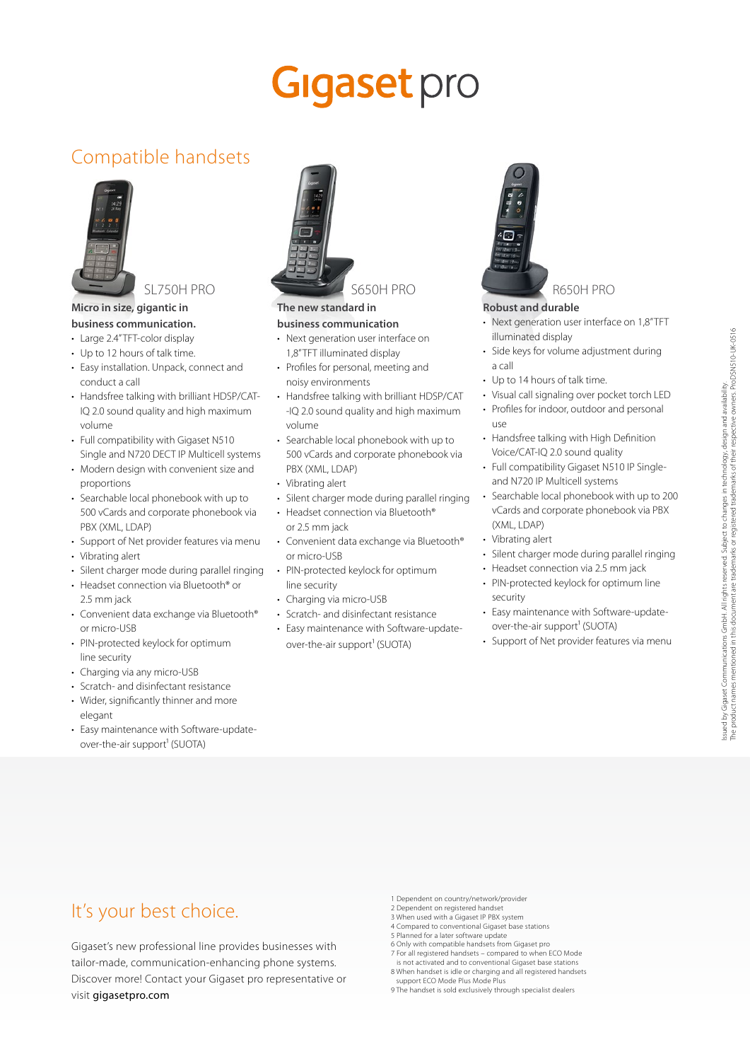# Gigaset pro

## Compatible handsets

### SL750H PRO

**Micro in size, gigantic in business communication.**

- Large 2.4" TFT-color display
- Up to 12 hours of talk time.
- Easy installation. Unpack, connect and conduct a call
- Handsfree talking with brilliant HDSP/CAT-IQ 2.0 sound quality and high maximum volume
- Full compatibility with Gigaset N510 Single and N720 DECT IP Multicell systems
- Modern design with convenient size and proportions
- Searchable local phonebook with up to 500 vCards and corporate phonebook via PBX (XML, LDAP)
- Support of Net provider features via menu
- Vibrating alert
- Silent charger mode during parallel ringing
- Headset connection via Bluetooth® or 2.5 mm jack
- Convenient data exchange via Bluetooth® or micro-USB
- PIN-protected keylock for optimum line security
- Charging via any micro-USB
- Scratch- and disinfectant resistance
- Wider, significantly thinner and more elegant
- Easy maintenance with Software-update-over-the-air support[1] (SUOTA)

### S650H PRO

**The new standard in business communication**

- Next generation user interface on 1,8" TFT illuminated display
- Profiles for personal, meeting and noisy environments
- Handsfree talking with brilliant HDSP/CAT-IQ 2.0 sound quality and high maximum volume
- Searchable local phonebook with up to 500 vCards and corporate phonebook via PBX (XML, LDAP)
- Vibrating alert
- Silent charger mode during parallel ringing
- Headset connection via Bluetooth® or 2.5 mm jack
- Convenient data exchange via Bluetooth® or micro-USB
- PIN-protected keylock for optimum line security
- Charging via micro-USB
- Scratch- and disinfectant resistance
- Easy maintenance with Software-update-over-the-air support[1] (SUOTA)

### R650H PRO

**Robust and durable**

- Next generation user interface on 1,8" TFT illuminated display
- Side keys for volume adjustment during a call
- Up to 14 hours of talk time.
- Visual call signaling over pocket torch LED
- Profiles for indoor, outdoor and personal use
- Handsfree talking with High Definition Voice/CAT-IQ 2.0 sound quality
- Full compatibility Gigaset N510 IP Single- and N720 IP Multicell systems
- Searchable local phonebook with up to 200 vCards and corporate phonebook via PBX (XML, LDAP)
- Vibrating alert
- Silent charger mode during parallel ringing
- Headset connection via 2.5 mm jack
- PIN-protected keylock for optimum line security
- Easy maintenance with Software-update-over-the-air support[1] (SUOTA)
- Support of Net provider features via menu

## It's your best choice.

Gigaset's new professional line provides businesses with tailor-made, communication-enhancing phone systems. Discover more! Contact your Gigaset pro representative or visit **gigasetpro.com**

1 Dependent on country/network/provider
2 Dependent on registered handset
3 When used with a Gigaset IP PBX system
4 Compared to conventional Gigaset base stations
5 Planned for a later software update
6 Only with compatible handsets from Gigaset pro
7 For all registered handsets – compared to when ECO Mode is not activated and to conventional Gigaset base stations
8 When handset is idle or charging and all registered handsets support ECO Mode Plus Mode Plus
9 The handset is sold exclusively through specialist dealers

Issued by Gigaset Communications GmbH. All rights reserved. Subject to changes in technology, design and availability. The product names mentioned in this document are trademarks or registered trademarks of their respective owners. ProDSN510-UK-0516